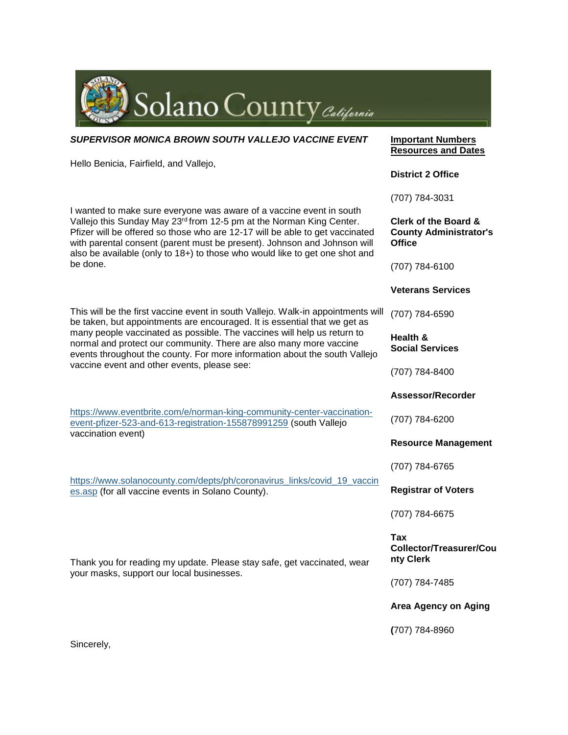Solano County *California*

***SUPERVISOR MONICA BROWN SOUTH VALLEJO VACCINE EVENT***

Hello Benicia, Fairfield, and Vallejo,

I wanted to make sure everyone was aware of a vaccine event in south Vallejo this Sunday May 23rd from 12-5 pm at the Norman King Center. Pfizer will be offered so those who are 12-17 will be able to get vaccinated with parental consent (parent must be present). Johnson and Johnson will also be available (only to 18+) to those who would like to get one shot and be done.

This will be the first vaccine event in south Vallejo. Walk-in appointments will be taken, but appointments are encouraged. It is essential that we get as many people vaccinated as possible. The vaccines will help us return to normal and protect our community. There are also many more vaccine events throughout the county. For more information about the south Vallejo vaccine event and other events, please see:

https://www.eventbrite.com/e/norman-king-community-center-vaccination-event-pfizer-523-and-613-registration-155878991259 (south Vallejo vaccination event)

https://www.solanocounty.com/depts/ph/coronavirus_links/covid_19_vaccines.asp (for all vaccine events in Solano County).

Thank you for reading my update. Please stay safe, get vaccinated, wear your masks, support our local businesses.

Sincerely,

**Important Numbers Resources and Dates**

**District 2 Office**

(707) 784-3031

**Clerk of the Board & County Administrator's Office**

(707) 784-6100

**Veterans Services**

(707) 784-6590

**Health & Social Services**

(707) 784-8400

**Assessor/Recorder**

(707) 784-6200

**Resource Management**

(707) 784-6765

**Registrar of Voters**

(707) 784-6675

**Tax Collector/Treasurer/County Clerk**

(707) 784-7485

**Area Agency on Aging**

(707) 784-8960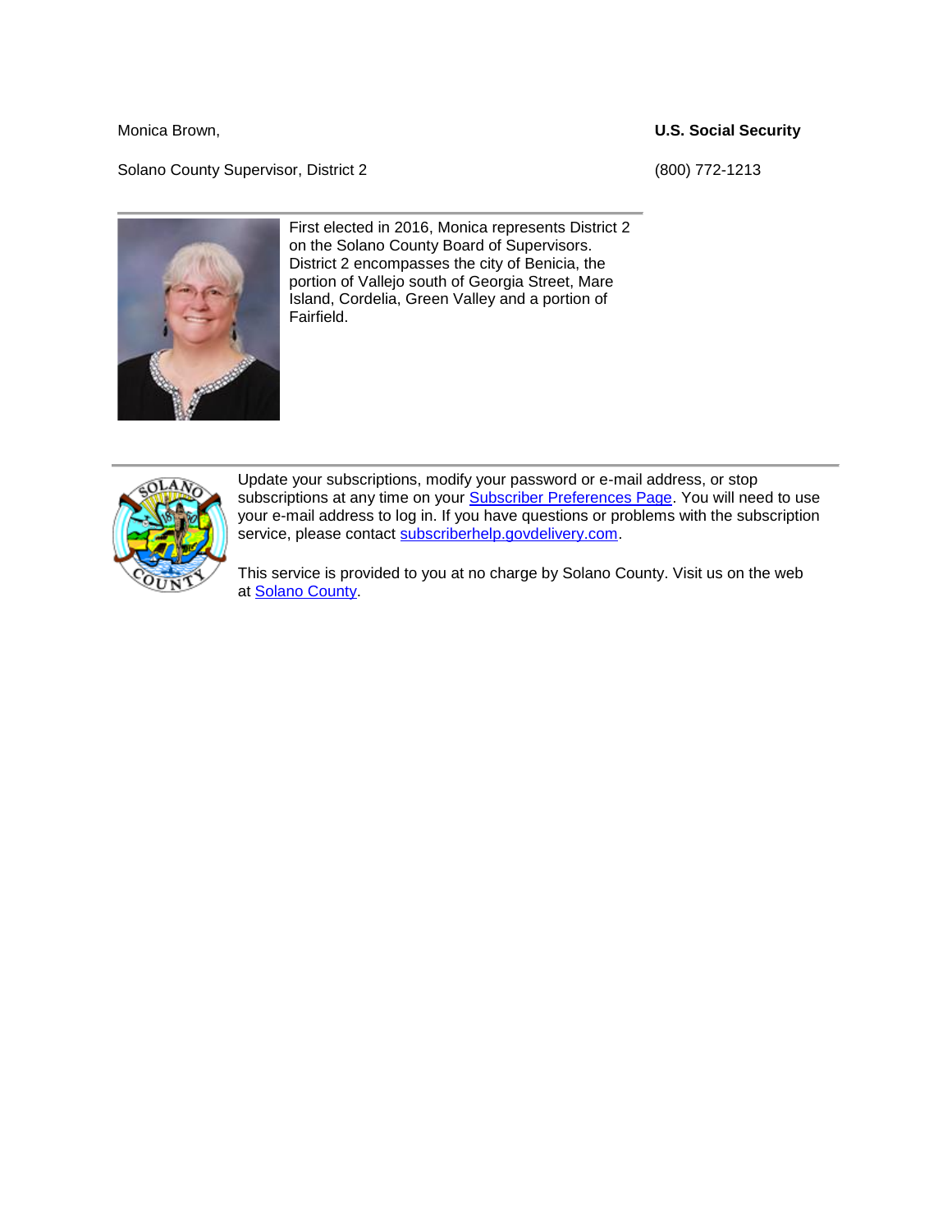Monica Brown,

Solano County Supervisor, District 2

**U.S. Social Security**

(800) 772-1213

---

First elected in 2016, Monica represents District 2 on the Solano County Board of Supervisors. District 2 encompasses the city of Benicia, the portion of Vallejo south of Georgia Street, Mare Island, Cordelia, Green Valley and a portion of Fairfield.

---

Update your subscriptions, modify your password or e-mail address, or stop subscriptions at any time on your Subscriber Preferences Page. You will need to use your e-mail address to log in. If you have questions or problems with the subscription service, please contact subscriberhelp.govdelivery.com.

This service is provided to you at no charge by Solano County. Visit us on the web at Solano County.